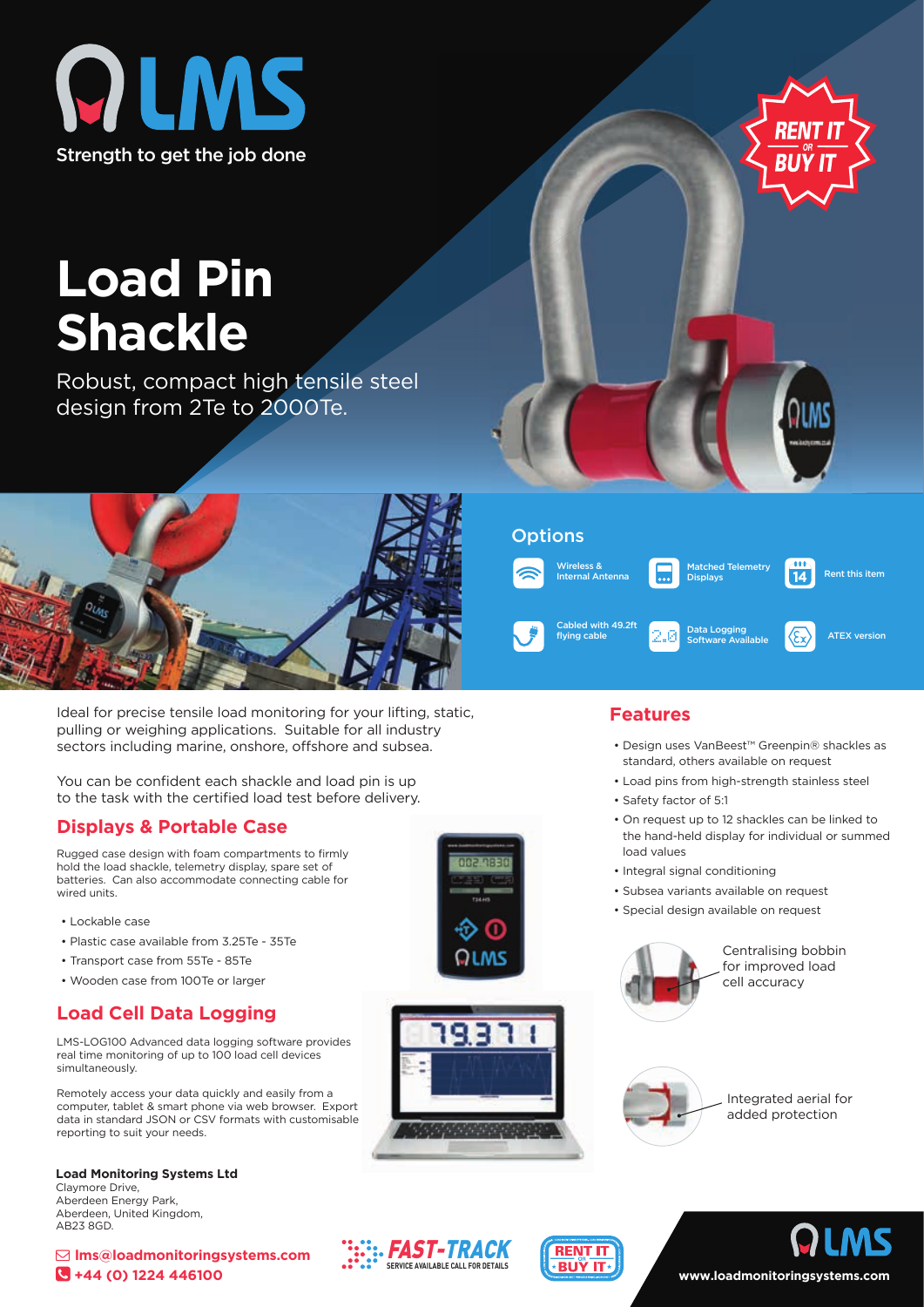LMS

Strength to get the job done

RENT IT OR BUY IT

# Load Pin Shackle

Robust, compact high tensile steel design from 2Te to 2000Te.

## Options

- Wireless & Internal Antenna
- Matched Telemetry Displays
- Rent this item
- Cabled with 49.2ft flying cable
- Data Logging Software Available
- ATEX version

Ideal for precise tensile load monitoring for your lifting, static, pulling or weighing applications. Suitable for all industry sectors including marine, onshore, offshore and subsea.

You can be confident each shackle and load pin is up to the task with the certified load test before delivery.

## Displays & Portable Case

Rugged case design with foam compartments to firmly hold the load shackle, telemetry display, spare set of batteries. Can also accommodate connecting cable for wired units.

- Lockable case
- Plastic case available from 3.25Te - 35Te
- Transport case from 55Te - 85Te
- Wooden case from 100Te or larger

## Load Cell Data Logging

LMS-LOG100 Advanced data logging software provides real time monitoring of up to 100 load cell devices simultaneously.

Remotely access your data quickly and easily from a computer, tablet & smart phone via web browser. Export data in standard JSON or CSV formats with customisable reporting to suit your needs.

## Features

- Design uses VanBeest™ Greenpin® shackles as standard, others available on request
- Load pins from high-strength stainless steel
- Safety factor of 5:1
- On request up to 12 shackles can be linked to the hand-held display for individual or summed load values
- Integral signal conditioning
- Subsea variants available on request
- Special design available on request

Centralising bobbin for improved load cell accuracy

Integrated aerial for added protection

**Load Monitoring Systems Ltd**
Claymore Drive,
Aberdeen Energy Park,
Aberdeen, United Kingdom,
AB23 8GD.

lms@loadmonitoringsystems.com
+44 (0) 1224 446100

FAST-TRACK SERVICE AVAILABLE CALL FOR DETAILS

RENT IT OR BUY IT

LMS

www.loadmonitoringsystems.com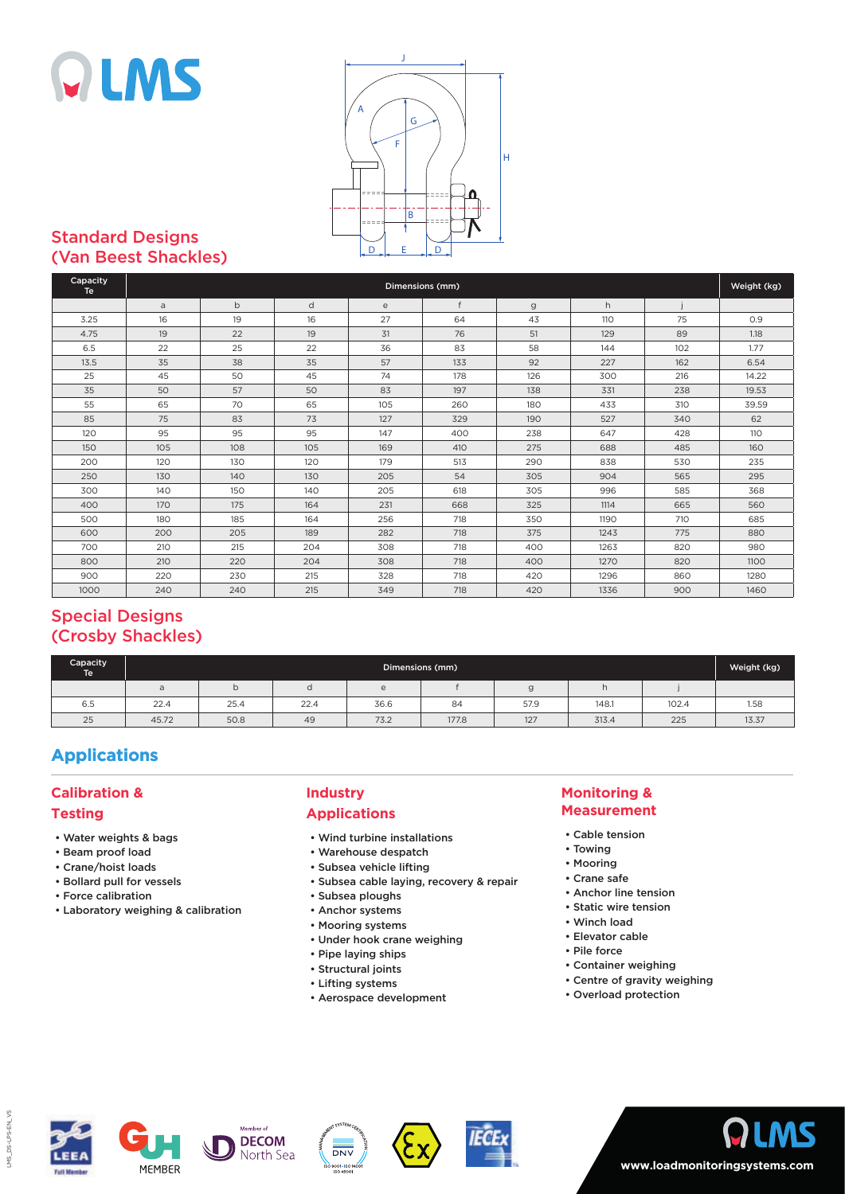## Standard Designs (Van Beest Shackles)

| Capacity Te | Dimensions (mm) | | | | | | | | Weight (kg) |
|---|---|---|---|---|---|---|---|---|---|
| | a | b | d | e | f | g | h | j | |
| 3.25 | 16 | 19 | 16 | 27 | 64 | 43 | 110 | 75 | 0.9 |
| 4.75 | 19 | 22 | 19 | 31 | 76 | 51 | 129 | 89 | 1.18 |
| 6.5 | 22 | 25 | 22 | 36 | 83 | 58 | 144 | 102 | 1.77 |
| 13.5 | 35 | 38 | 35 | 57 | 133 | 92 | 227 | 162 | 6.54 |
| 25 | 45 | 50 | 45 | 74 | 178 | 126 | 300 | 216 | 14.22 |
| 35 | 50 | 57 | 50 | 83 | 197 | 138 | 331 | 238 | 19.53 |
| 55 | 65 | 70 | 65 | 105 | 260 | 180 | 433 | 310 | 39.59 |
| 85 | 75 | 83 | 73 | 127 | 329 | 190 | 527 | 340 | 62 |
| 120 | 95 | 95 | 95 | 147 | 400 | 238 | 647 | 428 | 110 |
| 150 | 105 | 108 | 105 | 169 | 410 | 275 | 688 | 485 | 160 |
| 200 | 120 | 130 | 120 | 179 | 513 | 290 | 838 | 530 | 235 |
| 250 | 130 | 140 | 130 | 205 | 54 | 305 | 904 | 565 | 295 |
| 300 | 140 | 150 | 140 | 205 | 618 | 305 | 996 | 585 | 368 |
| 400 | 170 | 175 | 164 | 231 | 668 | 325 | 1114 | 665 | 560 |
| 500 | 180 | 185 | 164 | 256 | 718 | 350 | 1190 | 710 | 685 |
| 600 | 200 | 205 | 189 | 282 | 718 | 375 | 1243 | 775 | 880 |
| 700 | 210 | 215 | 204 | 308 | 718 | 400 | 1263 | 820 | 980 |
| 800 | 210 | 220 | 204 | 308 | 718 | 400 | 1270 | 820 | 1100 |
| 900 | 220 | 230 | 215 | 328 | 718 | 420 | 1296 | 860 | 1280 |
| 1000 | 240 | 240 | 215 | 349 | 718 | 420 | 1336 | 900 | 1460 |

## Special Designs (Crosby Shackles)

| Capacity Te | Dimensions (mm) | | | | | | | | Weight (kg) |
|---|---|---|---|---|---|---|---|---|---|
| | a | b | d | e | f | g | h | j | |
| 6.5 | 22.4 | 25.4 | 22.4 | 36.6 | 84 | 57.9 | 148.1 | 102.4 | 1.58 |
| 25 | 45.72 | 50.8 | 49 | 73.2 | 177.8 | 127 | 313.4 | 225 | 13.37 |

## Applications

### Calibration & Testing

- Water weights & bags
- Beam proof load
- Crane/hoist loads
- Bollard pull for vessels
- Force calibration
- Laboratory weighing & calibration

### Industry Applications

- Wind turbine installations
- Warehouse despatch
- Subsea vehicle lifting
- Subsea cable laying, recovery & repair
- Subsea ploughs
- Anchor systems
- Mooring systems
- Under hook crane weighing
- Pipe laying ships
- Structural joints
- Lifting systems
- Aerospace development

### Monitoring & Measurement

- Cable tension
- Towing
- Mooring
- Crane safe
- Anchor line tension
- Static wire tension
- Winch load
- Elevator cable
- Pile force
- Container weighing
- Centre of gravity weighing
- Overload protection

www.loadmonitoringsystems.com